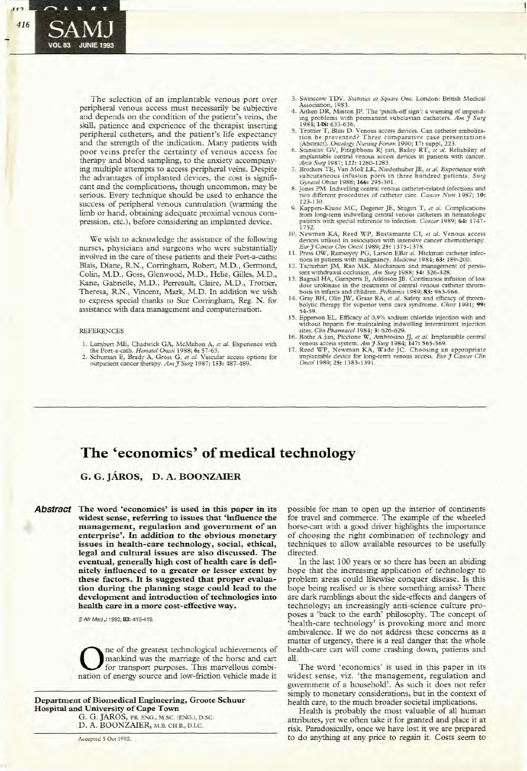The selection of an implantable venous port over peripheral venous access must necessarily be subjective and depends on the condition of the patient's veins, the skill, patience and experience of the therapist inserting peripheral catheters, and the patient's life expectancy and the strength of the indication. Many patients with poor veins prefer the certainty of venous access for therapy and blood sampling, to the anxiety accompanying multiple attempts to access peripheral veins. Despite the advantages of implanted devices, the cost is significant and the complications, though uncommon, may be serious. Every technique should be used to enhance the success of peripheral venous cannulation (warming the limb or hand, obtaining adequate proximal venous compression, etc.), before considering an implanted device.

We wish to acknowledge the assistance of the following nurses, physicians and surgeons who were substantially involved in the care of these patients and their Port-a-caths: Blais, Diane, R.N., Corringham, Robert, M.D., Germond, Colin, M.D., Goss, Glenwood, M.D., Helie, Gilles, M.D., Kane, Gabrielle, M.D., Perreault, Claire, M.D., Trottier, Theresa, R.N., Vincent, Mark, M.D. In addition we wish to express special thanks to Sue Corringham, Reg. N. for assistance with data management and computerisation.

REFERENCES

1. Lambert ME, Chadwick GA, McMahon A, *et al.* Experience with the Port-a-cath. *Hematol Oncol* 1988; **6:** 57-63.
2. Schuman E, Brady A, Gross G, *et al.* Vascular access options for outpatient cancer therapy. *Am J Surg* 1987; **153:** 487-489.
3. Swinscow TDV. *Statistics at Square One.* London: British Medical Association, 1983.
4. Aitken DR, Minton JP. The 'pinch-off sign': a warning of impending problems with permanent subclavian catheters. *Am J Surg* 1984; **148:** 633-636.
5. Trottier T, Blais D. Venous access devices. Can catheter embolization be prevented? Three comparative case presentations (Abstract). *Oncology Nursing Forum* 1990; **17:** suppl, 223.
6. Stanislav GV, Fitzgibbons RJ jun, Bailey RT, *et al.* Reliability of implantable central venous access devices in patients with cancer. *Arch Surg* 1987; **122:** 1280-1283.
7. Brothers TE, Van Moll LK, Niederhuber JE, *et al.* Experience with subcutaneous infusion ports in three hundred patients. *Surg Gynecol Obstet* 1988; **166:** 295-301.
8. Jones PM. Indwelling central venous catheter-related infections and two different procedures of catheter care. *Cancer Nurs* 1987; **10:** 123-130.
9. Kappers-Klune MC, Degener JE, Stijgen T, *et al.* Complications from long-term indwelling central venous catheters in hematologic patients with special reference to infection. *Cancer* 1989; **64:** 1747-1752.
10. Newman KA, Reed WP, Bustamante CI, *et al.* Venous access devices utilised in association with intensive cancer chemotherapy. *Eur J Cancer Clin Oncol* 1989; **25:** 1375-1378.
11. Press OW, Ramseyey PG, Larson EB*et al.* Hickman catheter infections in patients with malignancy. *Medicine* 1984; **63:** 189-200.
12. Tschirhart JM, Rao MK. Mechanism and management of persistent withdrawal occlusion. *Am Surg* 1988; **54:** 326-328.
13. Bagnall HA, Gamperts E, Atkinson JB. Continuous infusion of low dose urokinase in the treatment of central venous catheter thrombosis in infants and children. *Pediatrics* 1989; **83:** 963-966.
14. Gray BH, Olin JW, Graar RA, *et al.* Safety and efficacy of thrombolytic therapy for superior vena cava syndrome. *Chest* 1991; **99:** 54-59.
15. Epperson EL. Efficacy of 0,9% sodium chloride injection with and without heparin for maintaining indwelling intermittent injection sites. *Clin Pharmacol* 1984; **3:** 626-629.
16. Bothe A jun, Piccione W, Ambrosino JJ, *et al.* Implantable central venous access system. *Am J Surg* 1984; **147:** 565-569.
17. Reed WP, Newman KA, Wade JC. Choosing an appropriate implantable device for long-term venous access. *Eur J Cancer Clin Oncol* 1989; **25:** 1383-1391.

---

# The 'economics' of medical technology

**G. G. JÁROS, D. A. BOONZAIER**

***Abstract*** **The word 'economics' is used in this paper in its widest sense, referring to issues that 'influence the management, regulation and government of an enterprise'. In addition to the obvious monetary issues in health-care technology, social, ethical, legal and cultural issues are also discussed. The eventual, generally high cost of health care is definitely influenced to a greater or lesser extent by these factors. It is suggested that proper evaluation during the planning stage could lead to the development and introduction of technologies into health care in a more cost-effective way.**

*S Afr Med J* 1993; **83:** 416-419.

One of the greatest technological achievements of mankind was the marriage of the horse and cart for transport purposes. This marvellous combination of energy source and low-friction vehicle made it possible for man to open up the interior of continents for travel and commerce. The example of the wheeled horse-cart with a good driver highlights the importance of choosing the right combination of technology and techniques to allow available resources to be usefully directed.

In the last 100 years or so there has been an abiding hope that the increasing application of technology to problem areas could likewise conquer disease. Is this hope being realised or is there something amiss? There are dark rumblings about the side-effects and dangers of technology; an increasingly anti-science culture proposes a 'back to the earth' philosophy. The concept of 'health-care technology' is provoking more and more ambivalence. If we do not address these concerns as a matter of urgency, there is a real danger that the whole health-care cart will come crashing down, patients and all.

The word 'economics' is used in this paper in its widest sense, viz. 'the management, regulation and government of a household'. As such it does not refer simply to monetary considerations, but in the context of health care, to the much broader societal implications.

Health is probably the most valuable of all human attributes, yet we often take it for granted and place it at risk. Paradoxically, once we have lost it we are prepared to do anything at any price to regain it. Costs seem to

**Department of Biomedical Engineering, Groote Schuur Hospital and University of Cape Town**
G. G. JÁROS, PR. ENG., M.SC. (ENG.), D.SC.
D. A. BOONZAIER, M.B. CH.B., D.I.C.

Accepted 5 Oct 1992.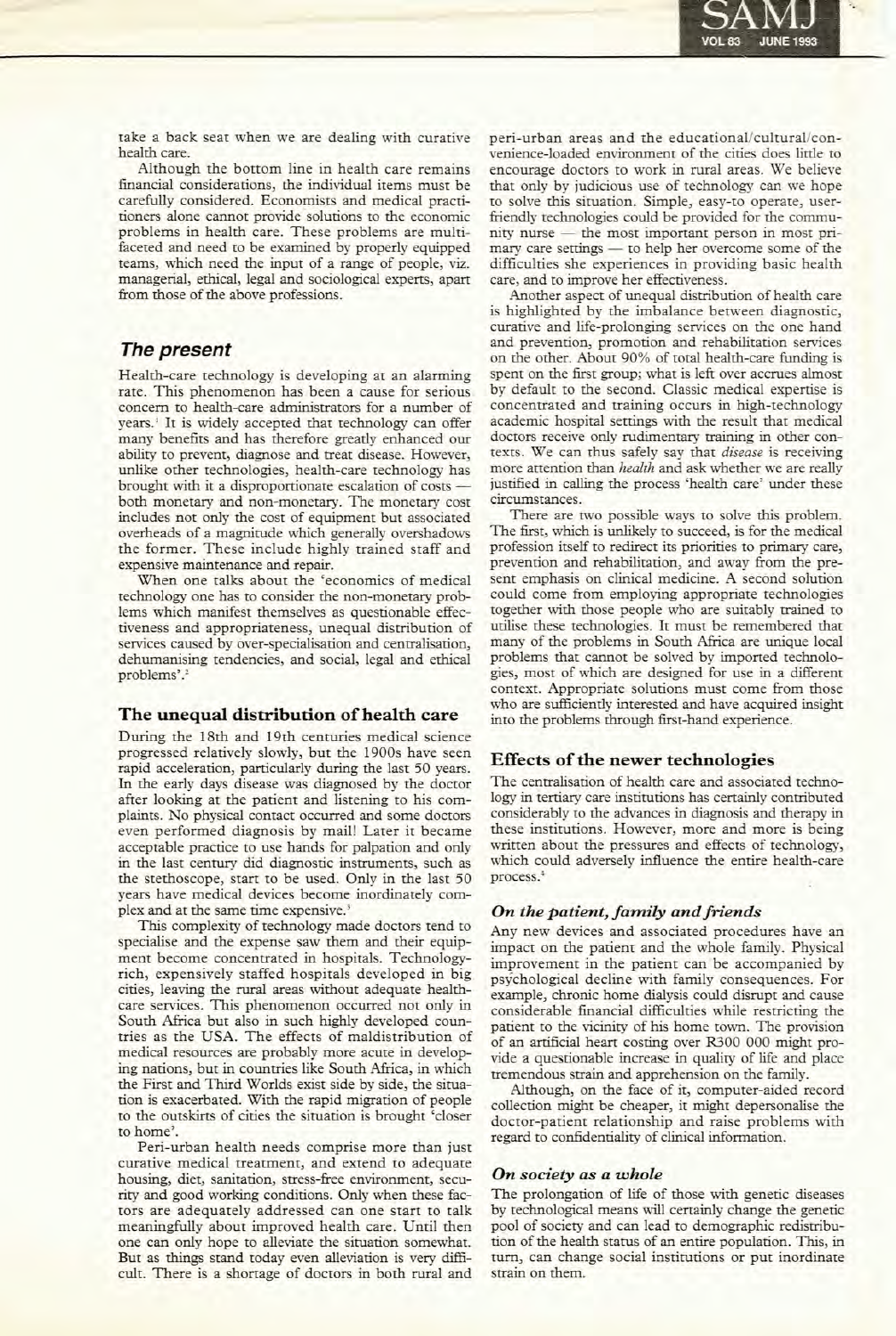take a back seat when we are dealing with curative health care.

Although the bottom line in health care remains financial considerations, the individual items must be carefully considered. Economists and medical practitioners alone cannot provide solutions to the economic problems in health care. These problems are multifaceted and need to be examined by properly equipped teams, which need the input of a range of people, viz. managerial, ethical, legal and sociological experts, apart from those of the above professions.

## *The present*

Health-care technology is developing at an alarming rate. This phenomenon has been a cause for serious concern to health-care administrators for a number of years.[1] It is widely accepted that technology can offer many benefits and has therefore greatly enhanced our ability to prevent, diagnose and treat disease. However, unlike other technologies, health-care technology has brought with it a disproportionate escalation of costs — both monetary and non-monetary. The monetary cost includes not only the cost of equipment but associated overheads of a magnitude which generally overshadows the former. These include highly trained staff and expensive maintenance and repair.

When one talks about the 'economics of medical technology one has to consider the non-monetary problems which manifest themselves as questionable effectiveness and appropriateness, unequal distribution of services caused by over-specialisation and centralisation, dehumanising tendencies, and social, legal and ethical problems'.[2]

### The unequal distribution of health care

During the 18th and 19th centuries medical science progressed relatively slowly, but the 1900s have seen rapid acceleration, particularly during the last 50 years. In the early days disease was diagnosed by the doctor after looking at the patient and listening to his complaints. No physical contact occurred and some doctors even performed diagnosis by mail! Later it became acceptable practice to use hands for palpation and only in the last century did diagnostic instruments, such as the stethoscope, start to be used. Only in the last 50 years have medical devices become inordinately complex and at the same time expensive.[3]

This complexity of technology made doctors tend to specialise and the expense saw them and their equipment become concentrated in hospitals. Technology-rich, expensively staffed hospitals developed in big cities, leaving the rural areas without adequate health-care services. This phenomenon occurred not only in South Africa but also in such highly developed countries as the USA. The effects of maldistribution of medical resources are probably more acute in developing nations, but in countries like South Africa, in which the First and Third Worlds exist side by side, the situation is exacerbated. With the rapid migration of people to the outskirts of cities the situation is brought 'closer to home'.

Peri-urban health needs comprise more than just curative medical treatment, and extend to adequate housing, diet, sanitation, stress-free environment, security and good working conditions. Only when these factors are adequately addressed can one start to talk meaningfully about improved health care. Until then one can only hope to alleviate the situation somewhat. But as things stand today even alleviation is very difficult. There is a shortage of doctors in both rural and peri-urban areas and the educational/cultural/convenience-loaded environment of the cities does little to encourage doctors to work in rural areas. We believe that only by judicious use of technology can we hope to solve this situation. Simple, easy-to operate, user-friendly technologies could be provided for the community nurse — the most important person in most primary care settings — to help her overcome some of the difficulties she experiences in providing basic health care, and to improve her effectiveness.

Another aspect of unequal distribution of health care is highlighted by the imbalance between diagnostic, curative and life-prolonging services on the one hand and prevention, promotion and rehabilitation services on the other. About 90% of total health-care funding is spent on the first group; what is left over accrues almost by default to the second. Classic medical expertise is concentrated and training occurs in high-technology academic hospital settings with the result that medical doctors receive only rudimentary training in other contexts. We can thus safely say that *disease* is receiving more attention than *health* and ask whether we are really justified in calling the process 'health care' under these circumstances.

There are two possible ways to solve this problem. The first, which is unlikely to succeed, is for the medical profession itself to redirect its priorities to primary care, prevention and rehabilitation, and away from the present emphasis on clinical medicine. A second solution could come from employing appropriate technologies together with those people who are suitably trained to utilise these technologies. It must be remembered that many of the problems in South Africa are unique local problems that cannot be solved by imported technologies, most of which are designed for use in a different context. Appropriate solutions must come from those who are sufficiently interested and have acquired insight into the problems through first-hand experience.

### Effects of the newer technologies

The centralisation of health care and associated technology in tertiary care institutions has certainly contributed considerably to the advances in diagnosis and therapy in these institutions. However, more and more is being written about the pressures and effects of technology, which could adversely influence the entire health-care process.[4]

#### *On the patient, family and friends*

Any new devices and associated procedures have an impact on the patient and the whole family. Physical improvement in the patient can be accompanied by psychological decline with family consequences. For example, chronic home dialysis could disrupt and cause considerable financial difficulties while restricting the patient to the vicinity of his home town. The provision of an artificial heart costing over R300 000 might provide a questionable increase in quality of life and place tremendous strain and apprehension on the family.

Although, on the face of it, computer-aided record collection might be cheaper, it might depersonalise the doctor-patient relationship and raise problems with regard to confidentiality of clinical information.

#### *On society as a whole*

The prolongation of life of those with genetic diseases by technological means will certainly change the genetic pool of society and can lead to demographic redistribution of the health status of an entire population. This, in turn, can change social institutions or put inordinate strain on them.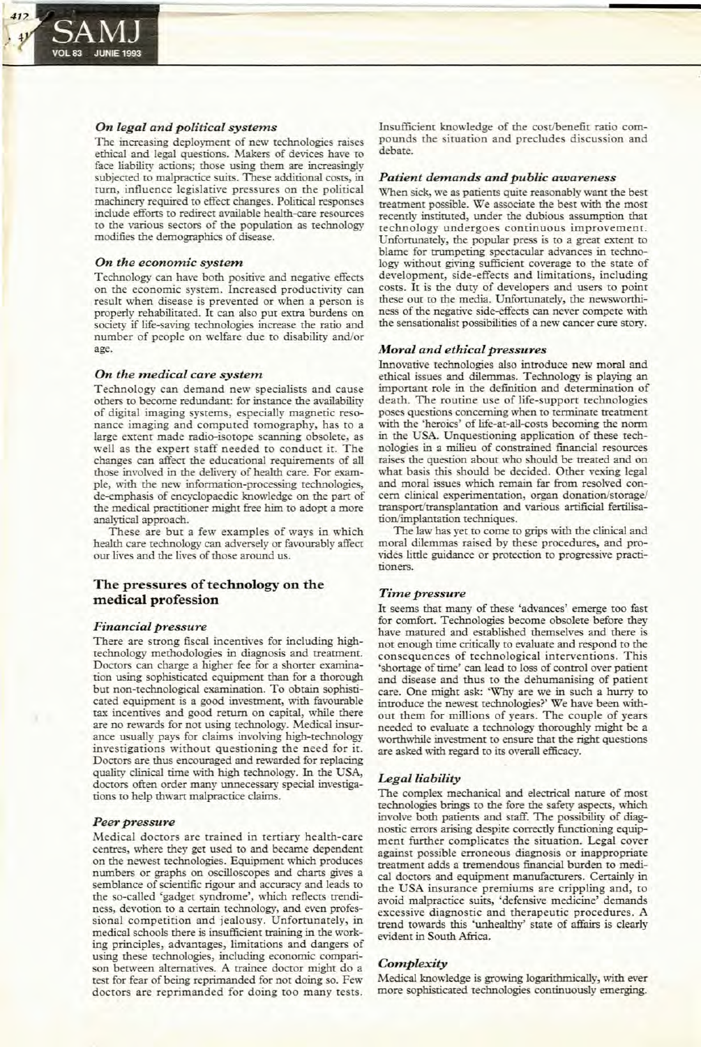### *On legal and political systems*

The increasing deployment of new technologies raises ethical and legal questions. Makers of devices have to face liability actions; those using them are increasingly subjected to malpractice suits. These additional costs, in turn, influence legislative pressures on the political machinery required to effect changes. Political responses include efforts to redirect available health-care resources to the various sectors of the population as technology modifies the demographics of disease.

### *On the economic system*

Technology can have both positive and negative effects on the economic system. Increased productivity can result when disease is prevented or when a person is properly rehabilitated. It can also put extra burdens on society if life-saving technologies increase the ratio and number of people on welfare due to disability and/or age.

### *On the medical care system*

Technology can demand new specialists and cause others to become redundant: for instance the availability of digital imaging systems, especially magnetic resonance imaging and computed tomography, has to a large extent made radio-isotope scanning obsolete, as well as the expert staff needed to conduct it. The changes can affect the educational requirements of all those involved in the delivery of health care. For example, with the new information-processing technologies, de-emphasis of encyclopaedic knowledge on the part of the medical practitioner might free him to adopt a more analytical approach.

These are but a few examples of ways in which health care technology can adversely or favourably affect our lives and the lives of those around us.

## The pressures of technology on the medical profession

### *Financial pressure*

There are strong fiscal incentives for including high-technology methodologies in diagnosis and treatment. Doctors can charge a higher fee for a shorter examination using sophisticated equipment than for a thorough but non-technological examination. To obtain sophisticated equipment is a good investment, with favourable tax incentives and good return on capital, while there are no rewards for not using technology. Medical insurance usually pays for claims involving high-technology investigations without questioning the need for it. Doctors are thus encouraged and rewarded for replacing quality clinical time with high technology. In the USA, doctors often order many unnecessary special investigations to help thwart malpractice claims.

### *Peer pressure*

Medical doctors are trained in tertiary health-care centres, where they get used to and became dependent on the newest technologies. Equipment which produces numbers or graphs on oscilloscopes and charts gives a semblance of scientific rigour and accuracy and leads to the so-called 'gadget syndrome', which reflects trendiness, devotion to a certain technology, and even professional competition and jealousy. Unfortunately, in medical schools there is insufficient training in the working principles, advantages, limitations and dangers of using these technologies, including economic comparison between alternatives. A trainee doctor might do a test for fear of being reprimanded for not doing so. Few doctors are reprimanded for doing too many tests. Insufficient knowledge of the cost/benefit ratio compounds the situation and precludes discussion and debate.

### *Patient demands and public awareness*

When sick, we as patients quite reasonably want the best treatment possible. We associate the best with the most recently instituted, under the dubious assumption that technology undergoes continuous improvement. Unfortunately, the popular press is to a great extent to blame for trumpeting spectacular advances in technology without giving sufficient coverage to the state of development, side-effects and limitations, including costs. It is the duty of developers and users to point these out to the media. Unfortunately, the newsworthiness of the negative side-effects can never compete with the sensationalist possibilities of a new cancer cure story.

### *Moral and ethical pressures*

Innovative technologies also introduce new moral and ethical issues and dilemmas. Technology is playing an important role in the definition and determination of death. The routine use of life-support technologies poses questions concerning when to terminate treatment with the 'heroics' of life-at-all-costs becoming the norm in the USA. Unquestioning application of these technologies in a milieu of constrained financial resources raises the question about who should be treated and on what basis this should be decided. Other vexing legal and moral issues which remain far from resolved concern clinical experimentation, organ donation/storage/transport/transplantation and various artificial fertilisation/implantation techniques.

The law has yet to come to grips with the clinical and moral dilemmas raised by these procedures, and provides little guidance or protection to progressive practitioners.

### *Time pressure*

It seems that many of these 'advances' emerge too fast for comfort. Technologies become obsolete before they have matured and established themselves and there is not enough time critically to evaluate and respond to the consequences of technological interventions. This 'shortage of time' can lead to loss of control over patient and disease and thus to the dehumanising of patient care. One might ask: 'Why are we in such a hurry to introduce the newest technologies?' We have been without them for millions of years. The couple of years needed to evaluate a technology thoroughly might be a worthwhile investment to ensure that the right questions are asked with regard to its overall efficacy.

### *Legal liability*

The complex mechanical and electrical nature of most technologies brings to the fore the safety aspects, which involve both patients and staff. The possibility of diagnostic errors arising despite correctly functioning equipment further complicates the situation. Legal cover against possible erroneous diagnosis or inappropriate treatment adds a tremendous financial burden to medical doctors and equipment manufacturers. Certainly in the USA insurance premiums are crippling and, to avoid malpractice suits, 'defensive medicine' demands excessive diagnostic and therapeutic procedures. A trend towards this 'unhealthy' state of affairs is clearly evident in South Africa.

### *Complexity*

Medical knowledge is growing logarithmically, with ever more sophisticated technologies continuously emerging.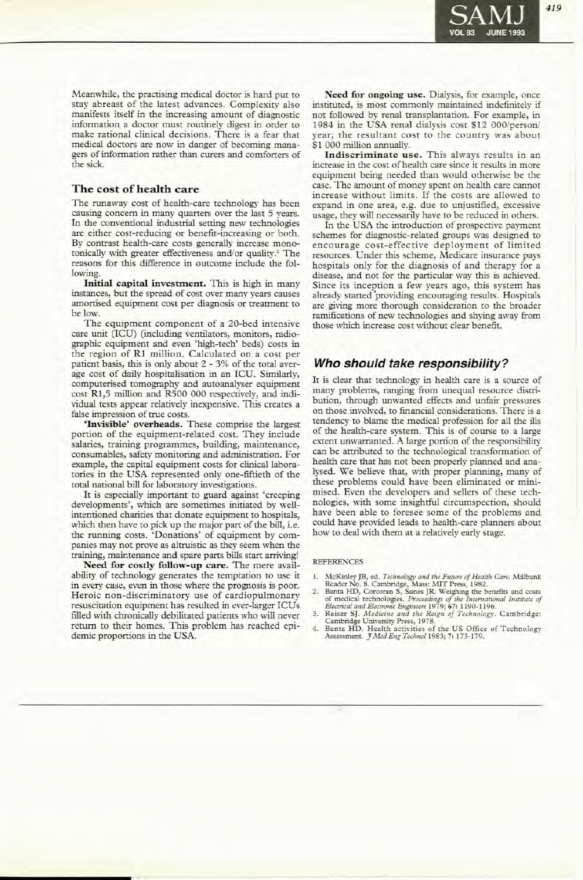Meanwhile, the practising medical doctor is hard put to stay abreast of the latest advances. Complexity also manifests itself in the increasing amount of diagnostic information a doctor must routinely digest in order to make rational clinical decisions. There is a fear that medical doctors are now in danger of becoming managers of information rather than curers and comforters of the sick.

## The cost of health care

The runaway cost of health-care technology has been causing concern in many quarters over the last 5 years. In the conventional industrial setting new technologies are either cost-reducing or benefit-increasing or both. By contrast health-care costs generally increase monotonically with greater effectiveness and/or quality.[2] The reasons for this difference in outcome include the following.

**Initial capital investment.** This is high in many instances, but the spread of cost over many years causes amortised equipment cost per diagnosis or treatment to be low.

The equipment component of a 20-bed intensive care unit (ICU) (including ventilators, monitors, radiographic equipment and even 'high-tech' beds) costs in the region of R1 million. Calculated on a cost per patient basis, this is only about 2 - 3% of the total average cost of daily hospitalisation in an ICU. Similarly, computerised tomography and autoanalyser equipment cost R1,5 million and R500 000 respectively, and individual tests appear relatively inexpensive. This creates a false impression of true costs.

**'Invisible' overheads.** These comprise the largest portion of the equipment-related cost. They include salaries, training programmes, building, maintenance, consumables, safety monitoring and administration. For example, the capital equipment costs for clinical laboratories in the USA represented only one-fiftieth of the total national bill for laboratory investigations.

It is especially important to guard against 'creeping developments', which are sometimes initiated by well-intentioned charities that donate equipment to hospitals, which then have to pick up the major part of the bill, i.e. the running costs. 'Donations' of equipment by companies may not prove as altruistic as they seem when the training, maintenance and spare parts bills start arriving!

**Need for costly follow-up care.** The mere availability of technology generates the temptation to use it in every case, even in those where the prognosis is poor. Heroic non-discriminatory use of cardiopulmonary resuscitation equipment has resulted in ever-larger ICUs filled with chronically debilitated patients who will never return to their homes. This problem has reached epidemic proportions in the USA.

**Need for ongoing use.** Dialysis, for example, once instituted, is most commonly maintained indefinitely if not followed by renal transplantation. For example, in 1984 in the USA renal dialysis cost $12 000/person/year; the resultant cost to the country was about $1 000 million annually.

**Indiscriminate use.** This always results in an increase in the cost of health care since it results in more equipment being needed than would otherwise be the case. The amount of money spent on health care cannot increase without limits. If the costs are allowed to expand in one area, e.g. due to unjustified, excessive usage, they will necessarily have to be reduced in others.

In the USA the introduction of prospective payment schemes for diagnostic-related groups was designed to encourage cost-effective deployment of limited resources. Under this scheme, Medicare insurance pays hospitals only for the diagnosis of and therapy for a disease, and not for the particular way this is achieved. Since its inception a few years ago, this system has already started providing encouraging results. Hospitals are giving more thorough consideration to the broader ramifications of new technologies and shying away from those which increase cost without clear benefit.

## *Who should take responsibility?*

It is clear that technology in health care is a source of many problems, ranging from unequal resource distribution, through unwanted effects and unfair pressures on those involved, to financial considerations. There is a tendency to blame the medical profession for all the ills of the health-care system. This is of course to a large extent unwarranted. A large portion of the responsibility can be attributed to the technological transformation of health care that has not been properly planned and analysed. We believe that, with proper planning, many of these problems could have been eliminated or minimised. Even the developers and sellers of these technologies, with some insightful circumspection, should have been able to foresee some of the problems and could have provided leads to health-care planners about how to deal with them at a relatively early stage.

### REFERENCES

1. McKinley JB, ed. *Technology and the Future of Health Care.* Millbank Reader No. 8. Cambridge, Mass: MIT Press, 1982.
2. Banta HD, Corcoran S, Sanes JR. Weighing the benefits and costs of medical technologies. *Proceedings of the International Institute of Electrical and Electronic Engineers* 1979; **67:** 1190-1196.
3. Reiser SJ. *Medicine and the Reign of Technology.* Cambridge: Cambridge University Press, 1978.
4. Banta HD. Health activities of the US Office of Technology Assessment. *J Med Eng Technol* 1983; **7:** 173-179.